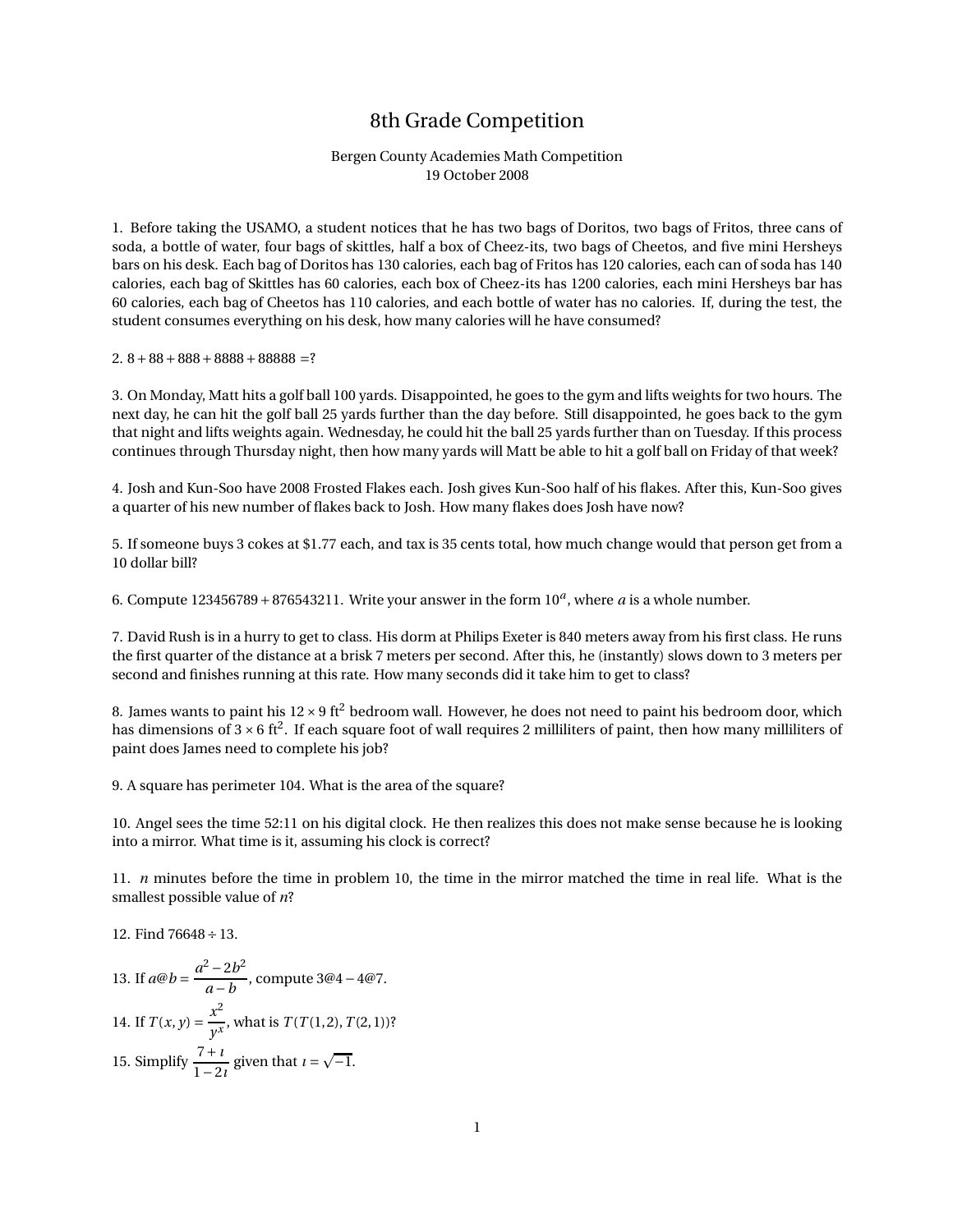# 8th Grade Competition

Bergen County Academies Math Competition
19 October 2008

1. Before taking the USAMO, a student notices that he has two bags of Doritos, two bags of Fritos, three cans of soda, a bottle of water, four bags of skittles, half a box of Cheez-its, two bags of Cheetos, and five mini Hersheys bars on his desk. Each bag of Doritos has 130 calories, each bag of Fritos has 120 calories, each can of soda has 140 calories, each bag of Skittles has 60 calories, each box of Cheez-its has 1200 calories, each mini Hersheys bar has 60 calories, each bag of Cheetos has 110 calories, and each bottle of water has no calories. If, during the test, the student consumes everything on his desk, how many calories will he have consumed?

2. $8+88+888+8888+88888=?$

3. On Monday, Matt hits a golf ball 100 yards. Disappointed, he goes to the gym and lifts weights for two hours. The next day, he can hit the golf ball 25 yards further than the day before. Still disappointed, he goes back to the gym that night and lifts weights again. Wednesday, he could hit the ball 25 yards further than on Tuesday. If this process continues through Thursday night, then how many yards will Matt be able to hit a golf ball on Friday of that week?

4. Josh and Kun-Soo have 2008 Frosted Flakes each. Josh gives Kun-Soo half of his flakes. After this, Kun-Soo gives a quarter of his new number of flakes back to Josh. How many flakes does Josh have now?

5. If someone buys 3 cokes at $1.77 each, and tax is 35 cents total, how much change would that person get from a 10 dollar bill?

6. Compute $123456789+876543211$. Write your answer in the form $10^a$, where $a$ is a whole number.

7. David Rush is in a hurry to get to class. His dorm at Philips Exeter is 840 meters away from his first class. He runs the first quarter of the distance at a brisk 7 meters per second. After this, he (instantly) slows down to 3 meters per second and finishes running at this rate. How many seconds did it take him to get to class?

8. James wants to paint his $12\times 9$ ft$^2$ bedroom wall. However, he does not need to paint his bedroom door, which has dimensions of $3\times 6$ ft$^2$. If each square foot of wall requires 2 milliliters of paint, then how many milliliters of paint does James need to complete his job?

9. A square has perimeter 104. What is the area of the square?

10. Angel sees the time 52:11 on his digital clock. He then realizes this does not make sense because he is looking into a mirror. What time is it, assuming his clock is correct?

11. $n$ minutes before the time in problem 10, the time in the mirror matched the time in real life. What is the smallest possible value of $n$?

12. Find $76648\div 13$.

13. If $a@b=\dfrac{a^2-2b^2}{a-b}$, compute $3@4-4@7$.

14. If $T(x,y)=\dfrac{x^2}{y^x}$, what is $T(T(1,2),T(2,1))$?

15. Simplify $\dfrac{7+\imath}{1-2\imath}$ given that $\imath=\sqrt{-1}$.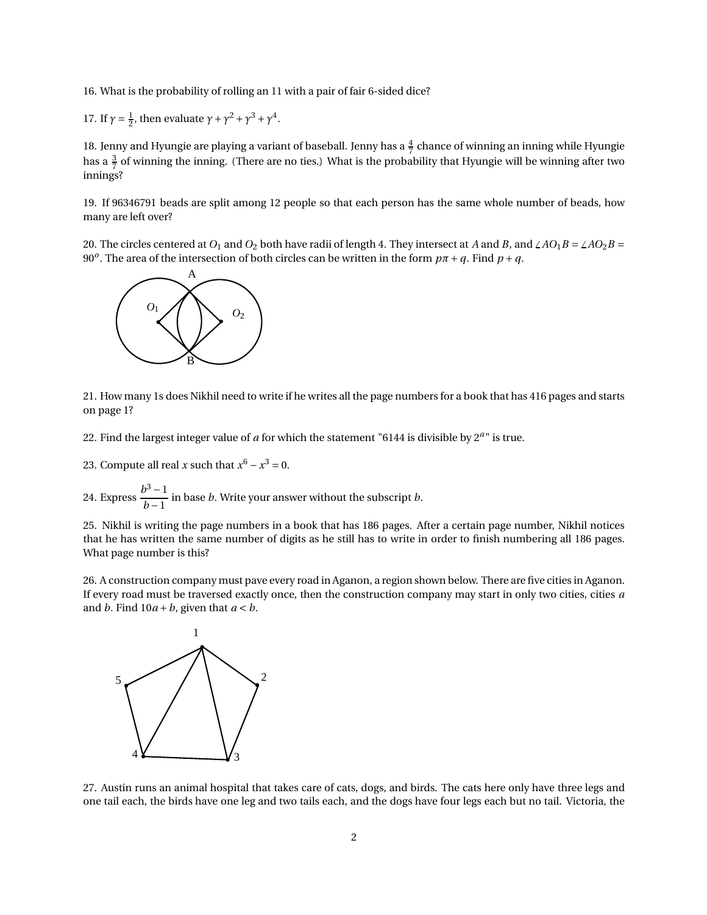16. What is the probability of rolling an 11 with a pair of fair 6-sided dice?

17. If $\gamma = \frac{1}{2}$, then evaluate $\gamma + \gamma^2 + \gamma^3 + \gamma^4$.

18. Jenny and Hyungie are playing a variant of baseball. Jenny has a $\frac{4}{7}$ chance of winning an inning while Hyungie has a $\frac{3}{7}$ of winning the inning. (There are no ties.) What is the probability that Hyungie will be winning after two innings?

19. If 96346791 beads are split among 12 people so that each person has the same whole number of beads, how many are left over?

20. The circles centered at $O_1$ and $O_2$ both have radii of length 4. They intersect at $A$ and $B$, and $\angle AO_1B = \angle AO_2B = 90^o$. The area of the intersection of both circles can be written in the form $p\pi + q$. Find $p + q$.

21. How many 1s does Nikhil need to write if he writes all the page numbers for a book that has 416 pages and starts on page 1?

22. Find the largest integer value of $a$ for which the statement "6144 is divisible by $2^a$" is true.

23. Compute all real $x$ such that $x^6 - x^3 = 0$.

24. Express $\dfrac{b^3 - 1}{b - 1}$ in base $b$. Write your answer without the subscript $b$.

25. Nikhil is writing the page numbers in a book that has 186 pages. After a certain page number, Nikhil notices that he has written the same number of digits as he still has to write in order to finish numbering all 186 pages. What page number is this?

26. A construction company must pave every road in Aganon, a region shown below. There are five cities in Aganon. If every road must be traversed exactly once, then the construction company may start in only two cities, cities $a$ and $b$. Find $10a + b$, given that $a < b$.

27. Austin runs an animal hospital that takes care of cats, dogs, and birds. The cats here only have three legs and one tail each, the birds have one leg and two tails each, and the dogs have four legs each but no tail. Victoria, the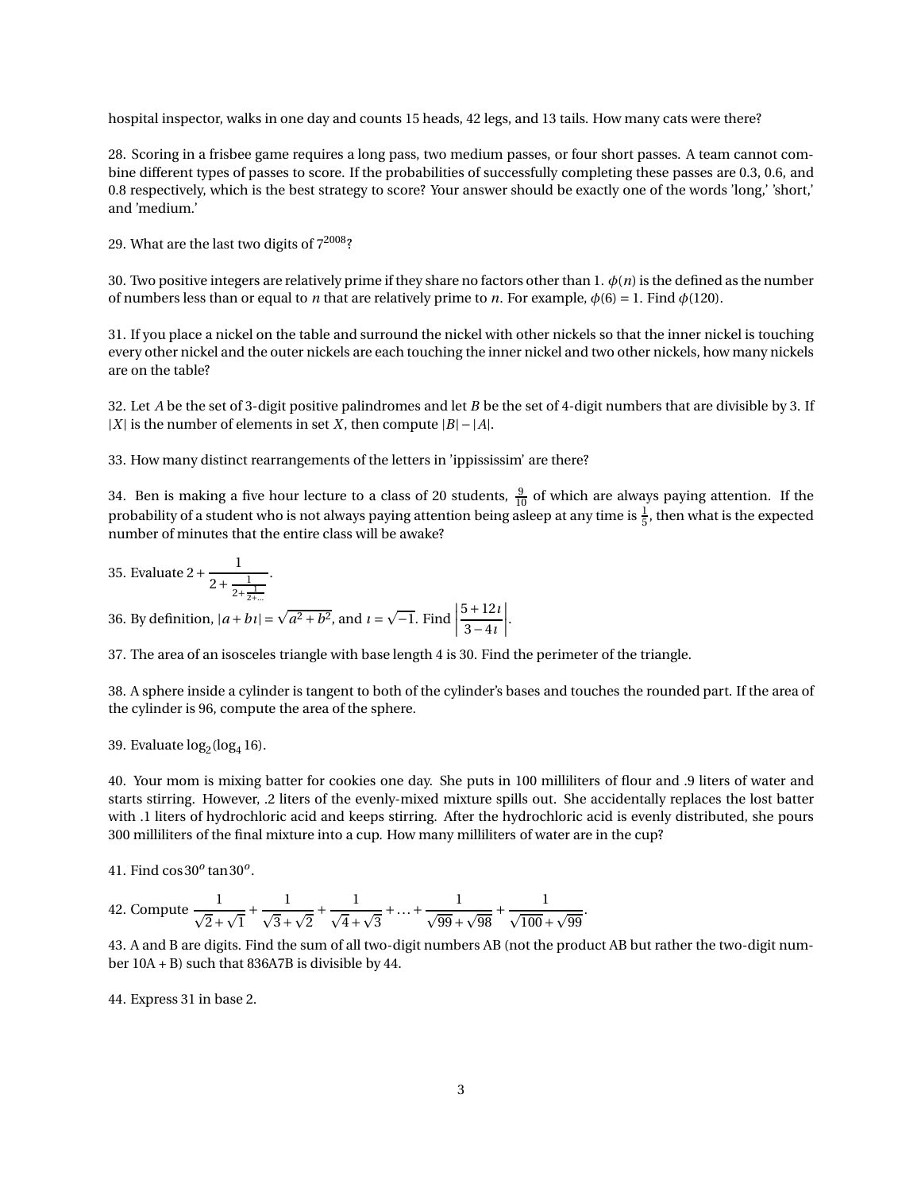hospital inspector, walks in one day and counts 15 heads, 42 legs, and 13 tails. How many cats were there?

28. Scoring in a frisbee game requires a long pass, two medium passes, or four short passes. A team cannot combine different types of passes to score. If the probabilities of successfully completing these passes are 0.3, 0.6, and 0.8 respectively, which is the best strategy to score? Your answer should be exactly one of the words 'long,' 'short,' and 'medium.'

29. What are the last two digits of $7^{2008}$?

30. Two positive integers are relatively prime if they share no factors other than 1. $\phi(n)$ is the defined as the number of numbers less than or equal to $n$ that are relatively prime to $n$. For example, $\phi(6) = 1$. Find $\phi(120)$.

31. If you place a nickel on the table and surround the nickel with other nickels so that the inner nickel is touching every other nickel and the outer nickels are each touching the inner nickel and two other nickels, how many nickels are on the table?

32. Let $A$ be the set of 3-digit positive palindromes and let $B$ be the set of 4-digit numbers that are divisible by 3. If $|X|$ is the number of elements in set $X$, then compute $|B| - |A|$.

33. How many distinct rearrangements of the letters in 'ippississim' are there?

34. Ben is making a five hour lecture to a class of 20 students, $\frac{9}{10}$ of which are always paying attention. If the probability of a student who is not always paying attention being asleep at any time is $\frac{1}{5}$, then what is the expected number of minutes that the entire class will be awake?

35. Evaluate $2 + \cfrac{1}{2 + \cfrac{1}{2 + \cfrac{1}{2 + \ldots}}}$.

36. By definition, $|a + b\imath| = \sqrt{a^2 + b^2}$, and $\imath = \sqrt{-1}$. Find $\left|\frac{5 + 12\imath}{3 - 4\imath}\right|$.

37. The area of an isosceles triangle with base length 4 is 30. Find the perimeter of the triangle.

38. A sphere inside a cylinder is tangent to both of the cylinder's bases and touches the rounded part. If the area of the cylinder is 96, compute the area of the sphere.

39. Evaluate $\log_2(\log_4 16)$.

40. Your mom is mixing batter for cookies one day. She puts in 100 milliliters of flour and .9 liters of water and starts stirring. However, .2 liters of the evenly-mixed mixture spills out. She accidentally replaces the lost batter with .1 liters of hydrochloric acid and keeps stirring. After the hydrochloric acid is evenly distributed, she pours 300 milliliters of the final mixture into a cup. How many milliliters of water are in the cup?

41. Find $\cos 30^o \tan 30^o$.

42. Compute $\frac{1}{\sqrt{2} + \sqrt{1}} + \frac{1}{\sqrt{3} + \sqrt{2}} + \frac{1}{\sqrt{4} + \sqrt{3}} + \ldots + \frac{1}{\sqrt{99} + \sqrt{98}} + \frac{1}{\sqrt{100} + \sqrt{99}}$.

43. A and B are digits. Find the sum of all two-digit numbers AB (not the product AB but rather the two-digit number 10A + B) such that 836A7B is divisible by 44.

44. Express 31 in base 2.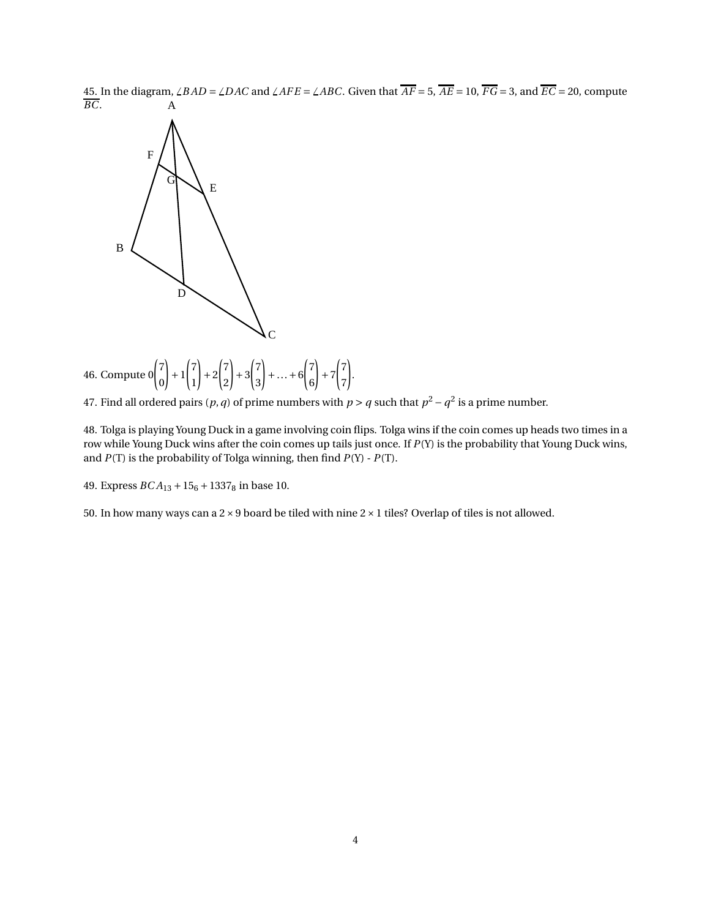45. In the diagram, $\angle BAD = \angle DAC$ and $\angle AFE = \angle ABC$. Given that $\overline{AF} = 5$, $\overline{AE} = 10$, $\overline{FG} = 3$, and $\overline{EC} = 20$, compute $\overline{BC}$.

A

F

G

E

B

D

C

46. Compute $0\binom{7}{0} + 1\binom{7}{1} + 2\binom{7}{2} + 3\binom{7}{3} + \ldots + 6\binom{7}{6} + 7\binom{7}{7}$.

47. Find all ordered pairs $(p, q)$ of prime numbers with $p > q$ such that $p^2 - q^2$ is a prime number.

48. Tolga is playing Young Duck in a game involving coin flips. Tolga wins if the coin comes up heads two times in a row while Young Duck wins after the coin comes up tails just once. If $P(\text{Y})$ is the probability that Young Duck wins, and $P(\text{T})$ is the probability of Tolga winning, then find $P(\text{Y})$ - $P(\text{T})$.

49. Express $BCA_{13} + 15_6 + 1337_8$ in base 10.

50. In how many ways can a $2 \times 9$ board be tiled with nine $2 \times 1$ tiles? Overlap of tiles is not allowed.